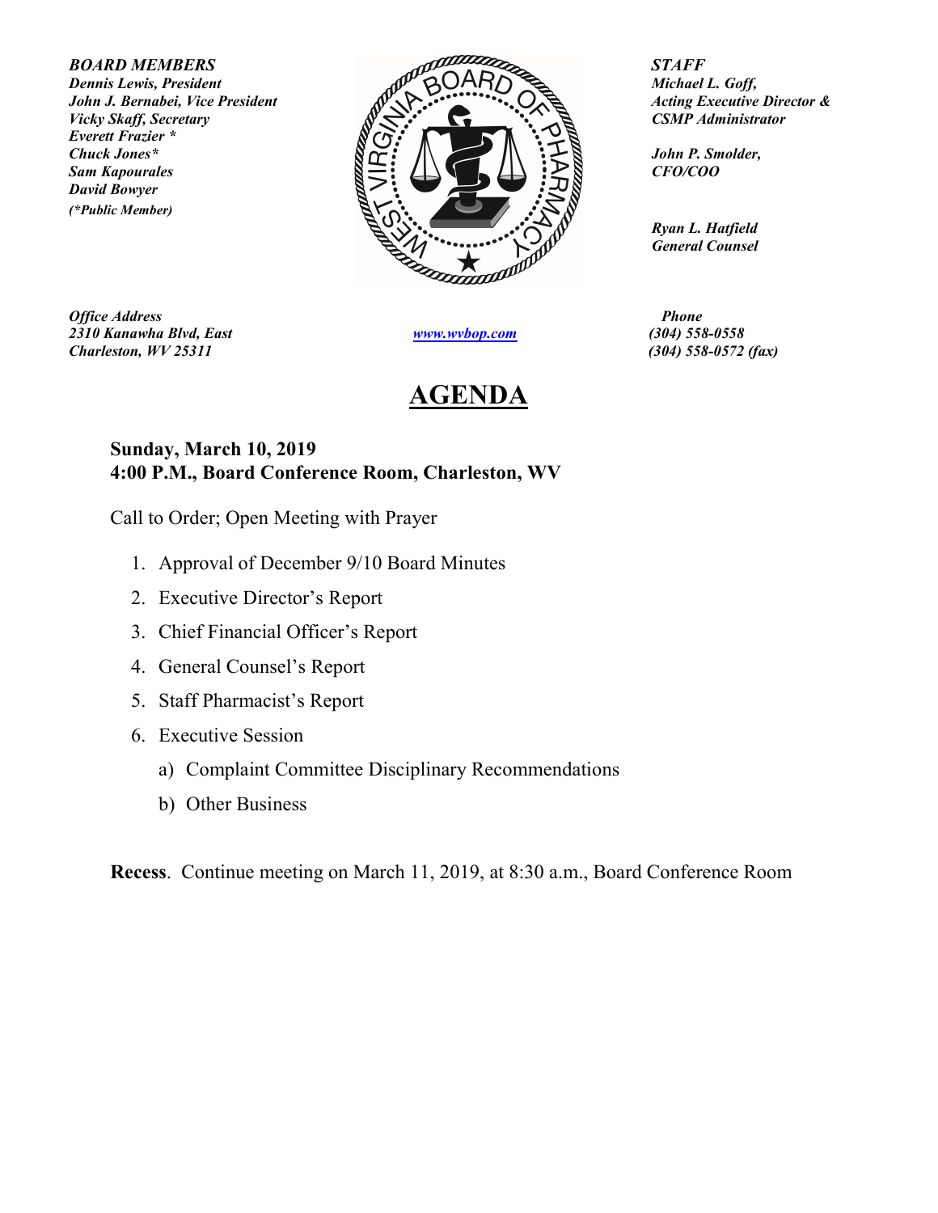***BOARD MEMBERS***
***Dennis Lewis, President***
***John J. Bernabei, Vice President***
***Vicky Skaff, Secretary***
***Everett Frazier \****
***Chuck Jones\****
***Sam Kapourales***
***David Bowyer***
***(\*Public Member)***

***STAFF***
***Michael L. Goff,***
***Acting Executive Director &***
***CSMP Administrator***

***John P. Smolder,***
***CFO/COO***

***Ryan L. Hatfield***
***General Counsel***

***Office Address***
***2310 Kanawha Blvd, East***
***Charleston, WV 25311***

[www.wvbop.com](http://www.wvbop.com)

***Phone***
***(304) 558-0558***
***(304) 558-0572 (fax)***

# AGENDA

**Sunday, March 10, 2019**
**4:00 P.M., Board Conference Room, Charleston, WV**

Call to Order; Open Meeting with Prayer

1. Approval of December 9/10 Board Minutes
2. Executive Director's Report
3. Chief Financial Officer's Report
4. General Counsel's Report
5. Staff Pharmacist's Report
6. Executive Session
   a) Complaint Committee Disciplinary Recommendations
   b) Other Business

**Recess**. Continue meeting on March 11, 2019, at 8:30 a.m., Board Conference Room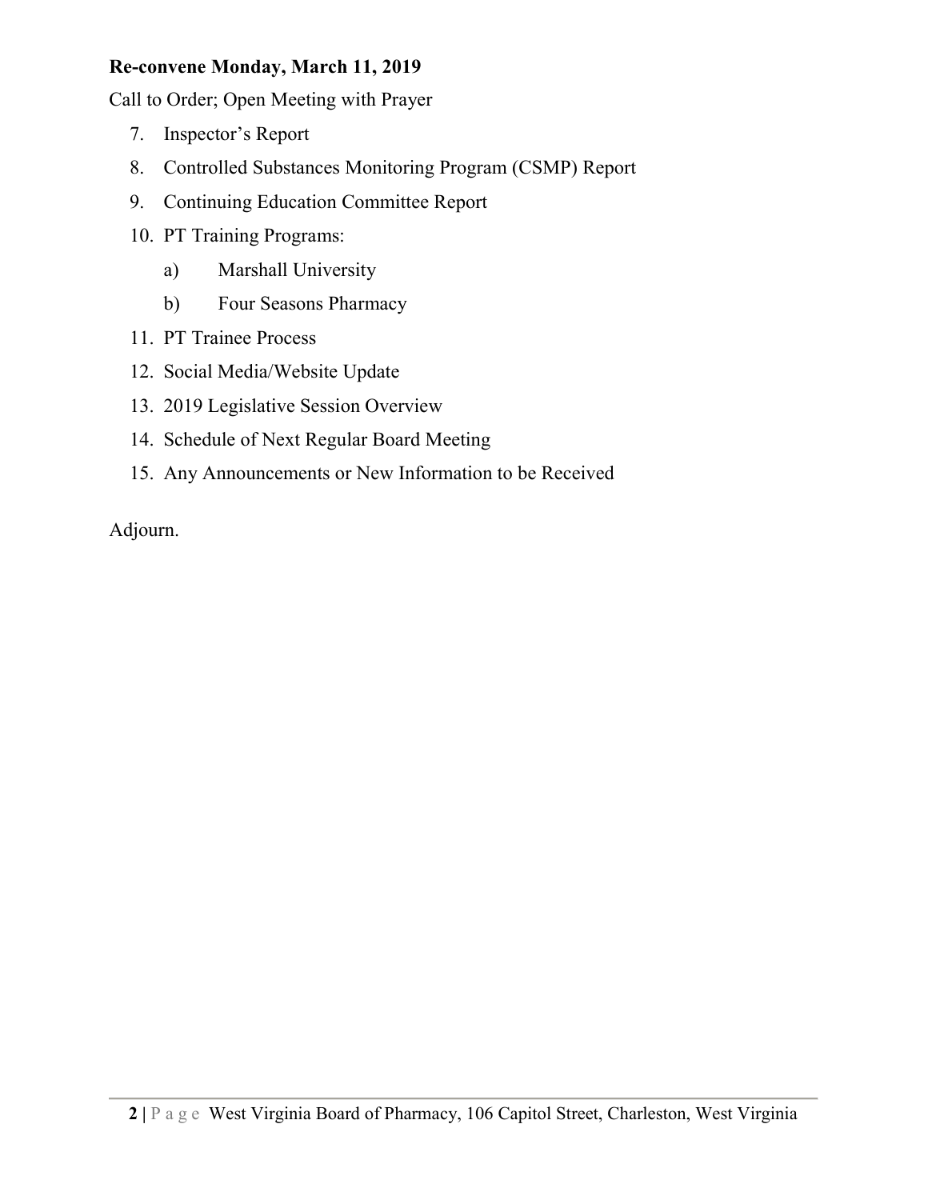**Re-convene Monday, March 11, 2019**

Call to Order; Open Meeting with Prayer

7. Inspector's Report
8. Controlled Substances Monitoring Program (CSMP) Report
9. Continuing Education Committee Report
10. PT Training Programs:
    a) Marshall University
    b) Four Seasons Pharmacy
11. PT Trainee Process
12. Social Media/Website Update
13. 2019 Legislative Session Overview
14. Schedule of Next Regular Board Meeting
15. Any Announcements or New Information to be Received

Adjourn.